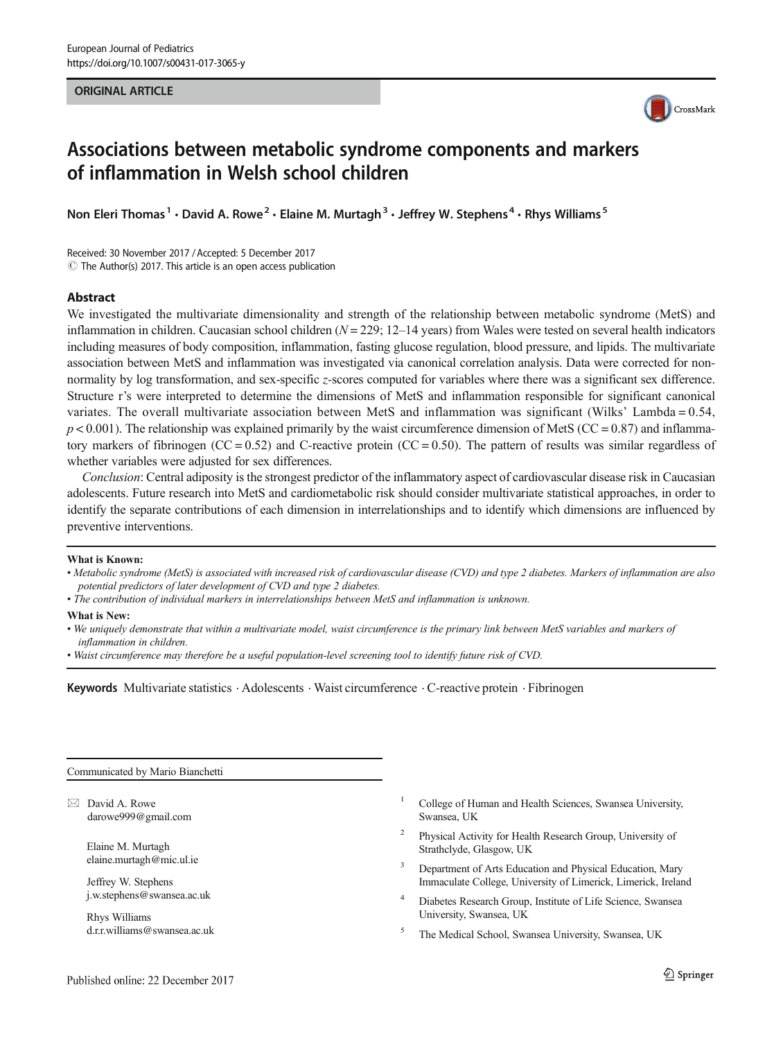ORIGINAL ARTICLE

# Associations between metabolic syndrome components and markers of inflammation in Welsh school children

Non Eleri Thomas[1] · David A. Rowe[2] · Elaine M. Murtagh[3] · Jeffrey W. Stephens[4] · Rhys Williams[5]

Received: 30 November 2017 / Accepted: 5 December 2017
© The Author(s) 2017. This article is an open access publication

## Abstract

We investigated the multivariate dimensionality and strength of the relationship between metabolic syndrome (MetS) and inflammation in children. Caucasian school children ($N = 229$; 12–14 years) from Wales were tested on several health indicators including measures of body composition, inflammation, fasting glucose regulation, blood pressure, and lipids. The multivariate association between MetS and inflammation was investigated via canonical correlation analysis. Data were corrected for non-normality by log transformation, and sex-specific $z$-scores computed for variables where there was a significant sex difference. Structure r's were interpreted to determine the dimensions of MetS and inflammation responsible for significant canonical variates. The overall multivariate association between MetS and inflammation was significant (Wilks' Lambda = 0.54, $p < 0.001$). The relationship was explained primarily by the waist circumference dimension of MetS (CC = 0.87) and inflammatory markers of fibrinogen (CC = 0.52) and C-reactive protein (CC = 0.50). The pattern of results was similar regardless of whether variables were adjusted for sex differences.

*Conclusion*: Central adiposity is the strongest predictor of the inflammatory aspect of cardiovascular disease risk in Caucasian adolescents. Future research into MetS and cardiometabolic risk should consider multivariate statistical approaches, in order to identify the separate contributions of each dimension in interrelationships and to identify which dimensions are influenced by preventive interventions.

**What is Known:**

- *Metabolic syndrome (MetS) is associated with increased risk of cardiovascular disease (CVD) and type 2 diabetes. Markers of inflammation are also potential predictors of later development of CVD and type 2 diabetes.*
- *The contribution of individual markers in interrelationships between MetS and inflammation is unknown.*

**What is New:**

- *We uniquely demonstrate that within a multivariate model, waist circumference is the primary link between MetS variables and markers of inflammation in children.*
- *Waist circumference may therefore be a useful population-level screening tool to identify future risk of CVD.*

**Keywords** Multivariate statistics · Adolescents · Waist circumference · C-reactive protein · Fibrinogen

Communicated by Mario Bianchetti

✉ David A. Rowe
darowe999@gmail.com

Elaine M. Murtagh
elaine.murtagh@mic.ul.ie

Jeffrey W. Stephens
j.w.stephens@swansea.ac.uk

Rhys Williams
d.r.r.williams@swansea.ac.uk

[1] College of Human and Health Sciences, Swansea University, Swansea, UK

[2] Physical Activity for Health Research Group, University of Strathclyde, Glasgow, UK

[3] Department of Arts Education and Physical Education, Mary Immaculate College, University of Limerick, Limerick, Ireland

[4] Diabetes Research Group, Institute of Life Science, Swansea University, Swansea, UK

[5] The Medical School, Swansea University, Swansea, UK

Published online: 22 December 2017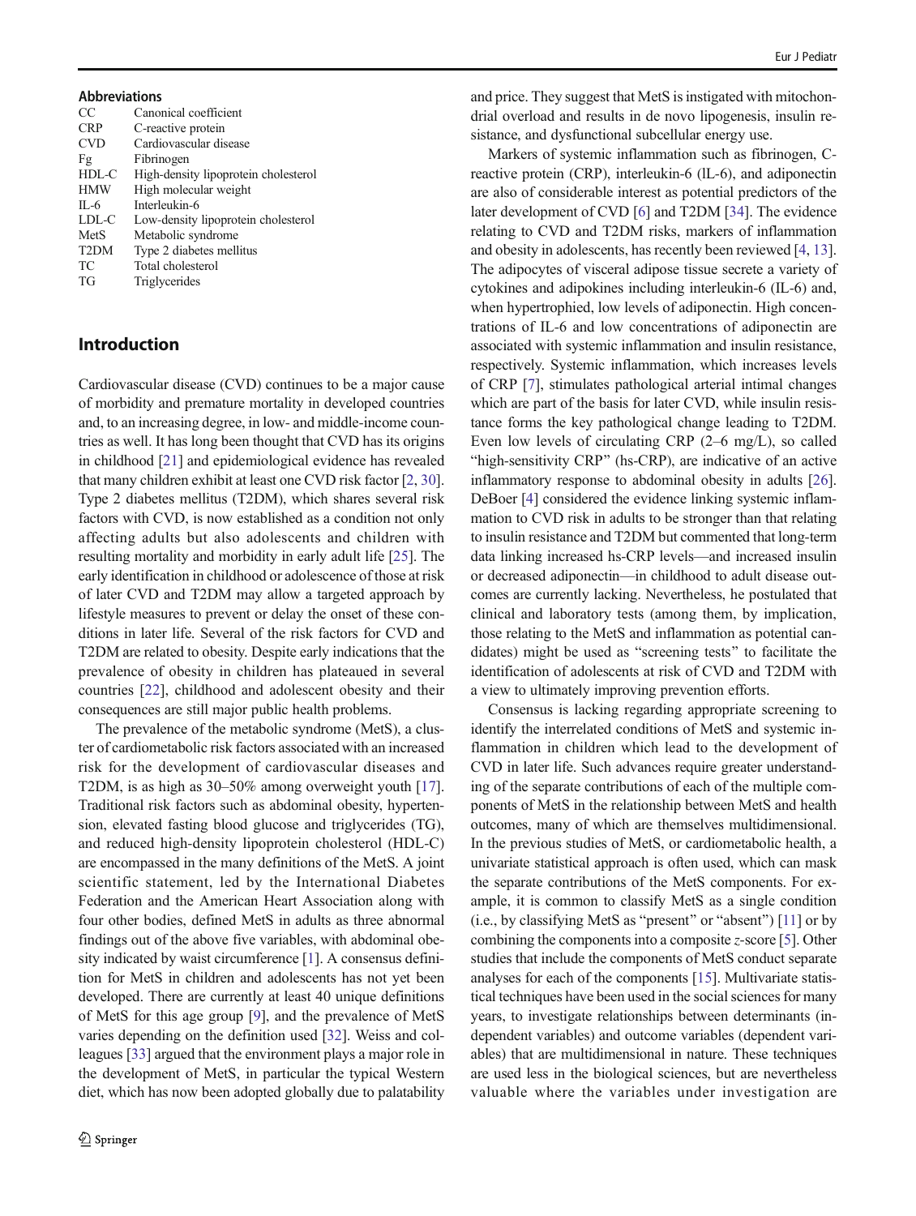**Abbreviations**

| | |
|---|---|
| CC | Canonical coefficient |
| CRP | C-reactive protein |
| CVD | Cardiovascular disease |
| Fg | Fibrinogen |
| HDL-C | High-density lipoprotein cholesterol |
| HMW | High molecular weight |
| IL-6 | Interleukin-6 |
| LDL-C | Low-density lipoprotein cholesterol |
| MetS | Metabolic syndrome |
| T2DM | Type 2 diabetes mellitus |
| TC | Total cholesterol |
| TG | Triglycerides |

## Introduction

Cardiovascular disease (CVD) continues to be a major cause of morbidity and premature mortality in developed countries and, to an increasing degree, in low- and middle-income countries as well. It has long been thought that CVD has its origins in childhood [21] and epidemiological evidence has revealed that many children exhibit at least one CVD risk factor [2, 30]. Type 2 diabetes mellitus (T2DM), which shares several risk factors with CVD, is now established as a condition not only affecting adults but also adolescents and children with resulting mortality and morbidity in early adult life [25]. The early identification in childhood or adolescence of those at risk of later CVD and T2DM may allow a targeted approach by lifestyle measures to prevent or delay the onset of these conditions in later life. Several of the risk factors for CVD and T2DM are related to obesity. Despite early indications that the prevalence of obesity in children has plateaued in several countries [22], childhood and adolescent obesity and their consequences are still major public health problems.

The prevalence of the metabolic syndrome (MetS), a cluster of cardiometabolic risk factors associated with an increased risk for the development of cardiovascular diseases and T2DM, is as high as 30–50% among overweight youth [17]. Traditional risk factors such as abdominal obesity, hypertension, elevated fasting blood glucose and triglycerides (TG), and reduced high-density lipoprotein cholesterol (HDL-C) are encompassed in the many definitions of the MetS. A joint scientific statement, led by the International Diabetes Federation and the American Heart Association along with four other bodies, defined MetS in adults as three abnormal findings out of the above five variables, with abdominal obesity indicated by waist circumference [1]. A consensus definition for MetS in children and adolescents has not yet been developed. There are currently at least 40 unique definitions of MetS for this age group [9], and the prevalence of MetS varies depending on the definition used [32]. Weiss and colleagues [33] argued that the environment plays a major role in the development of MetS, in particular the typical Western diet, which has now been adopted globally due to palatability and price. They suggest that MetS is instigated with mitochondrial overload and results in de novo lipogenesis, insulin resistance, and dysfunctional subcellular energy use.

Markers of systemic inflammation such as fibrinogen, C-reactive protein (CRP), interleukin-6 (IL-6), and adiponectin are also of considerable interest as potential predictors of the later development of CVD [6] and T2DM [34]. The evidence relating to CVD and T2DM risks, markers of inflammation and obesity in adolescents, has recently been reviewed [4, 13]. The adipocytes of visceral adipose tissue secrete a variety of cytokines and adipokines including interleukin-6 (IL-6) and, when hypertrophied, low levels of adiponectin. High concentrations of IL-6 and low concentrations of adiponectin are associated with systemic inflammation and insulin resistance, respectively. Systemic inflammation, which increases levels of CRP [7], stimulates pathological arterial intimal changes which are part of the basis for later CVD, while insulin resistance forms the key pathological change leading to T2DM. Even low levels of circulating CRP (2–6 mg/L), so called "high-sensitivity CRP" (hs-CRP), are indicative of an active inflammatory response to abdominal obesity in adults [26]. DeBoer [4] considered the evidence linking systemic inflammation to CVD risk in adults to be stronger than that relating to insulin resistance and T2DM but commented that long-term data linking increased hs-CRP levels—and increased insulin or decreased adiponectin—in childhood to adult disease outcomes are currently lacking. Nevertheless, he postulated that clinical and laboratory tests (among them, by implication, those relating to the MetS and inflammation as potential candidates) might be used as "screening tests" to facilitate the identification of adolescents at risk of CVD and T2DM with a view to ultimately improving prevention efforts.

Consensus is lacking regarding appropriate screening to identify the interrelated conditions of MetS and systemic inflammation in children which lead to the development of CVD in later life. Such advances require greater understanding of the separate contributions of each of the multiple components of MetS in the relationship between MetS and health outcomes, many of which are themselves multidimensional. In the previous studies of MetS, or cardiometabolic health, a univariate statistical approach is often used, which can mask the separate contributions of the MetS components. For example, it is common to classify MetS as a single condition (i.e., by classifying MetS as "present" or "absent") [11] or by combining the components into a composite *z*-score [5]. Other studies that include the components of MetS conduct separate analyses for each of the components [15]. Multivariate statistical techniques have been used in the social sciences for many years, to investigate relationships between determinants (independent variables) and outcome variables (dependent variables) that are multidimensional in nature. These techniques are used less in the biological sciences, but are nevertheless valuable where the variables under investigation are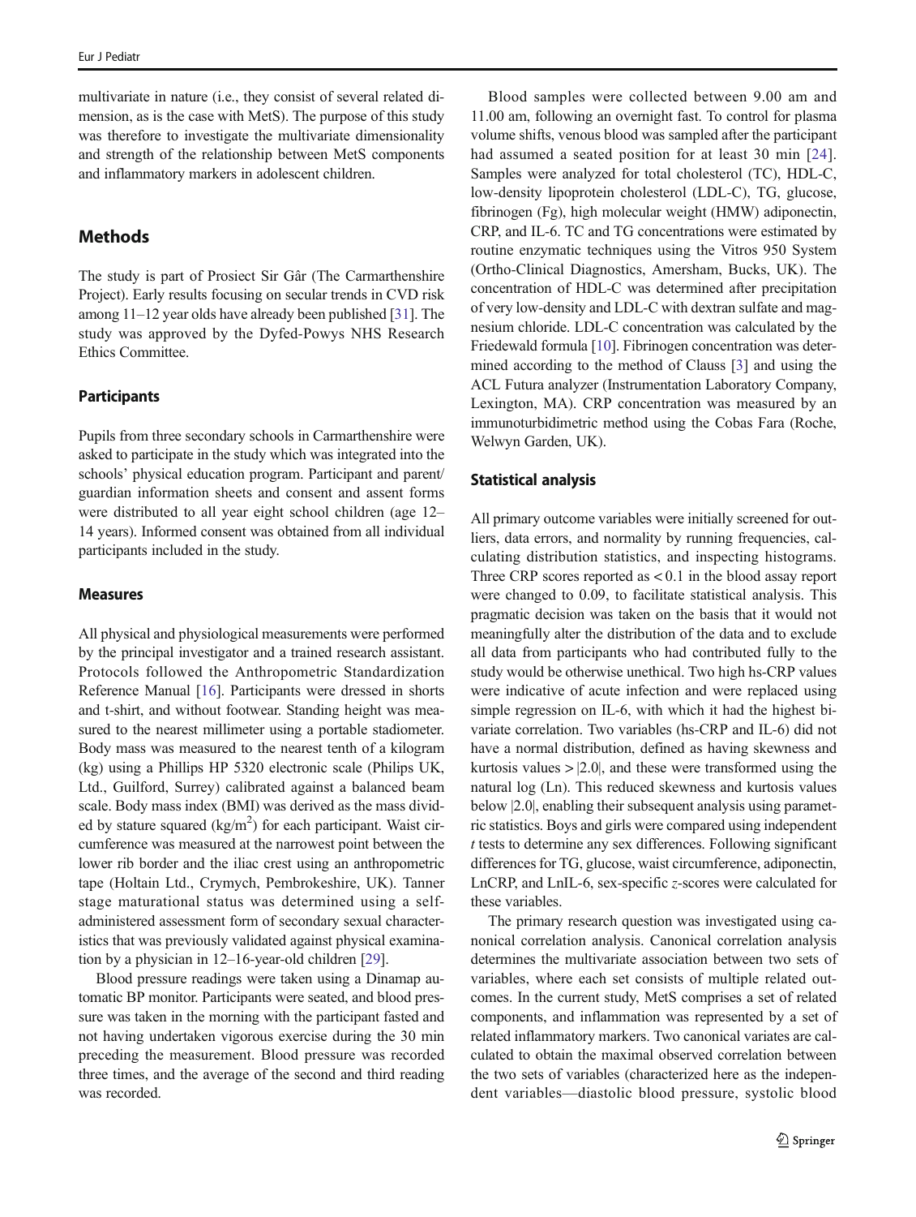multivariate in nature (i.e., they consist of several related dimension, as is the case with MetS). The purpose of this study was therefore to investigate the multivariate dimensionality and strength of the relationship between MetS components and inflammatory markers in adolescent children.

## Methods

The study is part of Prosiect Sir Gâr (The Carmarthenshire Project). Early results focusing on secular trends in CVD risk among 11–12 year olds have already been published [31]. The study was approved by the Dyfed-Powys NHS Research Ethics Committee.

### Participants

Pupils from three secondary schools in Carmarthenshire were asked to participate in the study which was integrated into the schools' physical education program. Participant and parent/guardian information sheets and consent and assent forms were distributed to all year eight school children (age 12–14 years). Informed consent was obtained from all individual participants included in the study.

### Measures

All physical and physiological measurements were performed by the principal investigator and a trained research assistant. Protocols followed the Anthropometric Standardization Reference Manual [16]. Participants were dressed in shorts and t-shirt, and without footwear. Standing height was measured to the nearest millimeter using a portable stadiometer. Body mass was measured to the nearest tenth of a kilogram (kg) using a Phillips HP 5320 electronic scale (Philips UK, Ltd., Guilford, Surrey) calibrated against a balanced beam scale. Body mass index (BMI) was derived as the mass divided by stature squared (kg/m$^2$) for each participant. Waist circumference was measured at the narrowest point between the lower rib border and the iliac crest using an anthropometric tape (Holtain Ltd., Crymych, Pembrokeshire, UK). Tanner stage maturational status was determined using a self-administered assessment form of secondary sexual characteristics that was previously validated against physical examination by a physician in 12–16-year-old children [29].

Blood pressure readings were taken using a Dinamap automatic BP monitor. Participants were seated, and blood pressure was taken in the morning with the participant fasted and not having undertaken vigorous exercise during the 30 min preceding the measurement. Blood pressure was recorded three times, and the average of the second and third reading was recorded.

Blood samples were collected between 9.00 am and 11.00 am, following an overnight fast. To control for plasma volume shifts, venous blood was sampled after the participant had assumed a seated position for at least 30 min [24]. Samples were analyzed for total cholesterol (TC), HDL-C, low-density lipoprotein cholesterol (LDL-C), TG, glucose, fibrinogen (Fg), high molecular weight (HMW) adiponectin, CRP, and IL-6. TC and TG concentrations were estimated by routine enzymatic techniques using the Vitros 950 System (Ortho-Clinical Diagnostics, Amersham, Bucks, UK). The concentration of HDL-C was determined after precipitation of very low-density and LDL-C with dextran sulfate and magnesium chloride. LDL-C concentration was calculated by the Friedewald formula [10]. Fibrinogen concentration was determined according to the method of Clauss [3] and using the ACL Futura analyzer (Instrumentation Laboratory Company, Lexington, MA). CRP concentration was measured by an immunoturbidimetric method using the Cobas Fara (Roche, Welwyn Garden, UK).

### Statistical analysis

All primary outcome variables were initially screened for outliers, data errors, and normality by running frequencies, calculating distribution statistics, and inspecting histograms. Three CRP scores reported as < 0.1 in the blood assay report were changed to 0.09, to facilitate statistical analysis. This pragmatic decision was taken on the basis that it would not meaningfully alter the distribution of the data and to exclude all data from participants who had contributed fully to the study would be otherwise unethical. Two high hs-CRP values were indicative of acute infection and were replaced using simple regression on IL-6, with which it had the highest bivariate correlation. Two variables (hs-CRP and IL-6) did not have a normal distribution, defined as having skewness and kurtosis values > |2.0|, and these were transformed using the natural log (Ln). This reduced skewness and kurtosis values below |2.0|, enabling their subsequent analysis using parametric statistics. Boys and girls were compared using independent *t* tests to determine any sex differences. Following significant differences for TG, glucose, waist circumference, adiponectin, LnCRP, and LnIL-6, sex-specific *z*-scores were calculated for these variables.

The primary research question was investigated using canonical correlation analysis. Canonical correlation analysis determines the multivariate association between two sets of variables, where each set consists of multiple related outcomes. In the current study, MetS comprises a set of related components, and inflammation was represented by a set of related inflammatory markers. Two canonical variates are calculated to obtain the maximal observed correlation between the two sets of variables (characterized here as the independent variables—diastolic blood pressure, systolic blood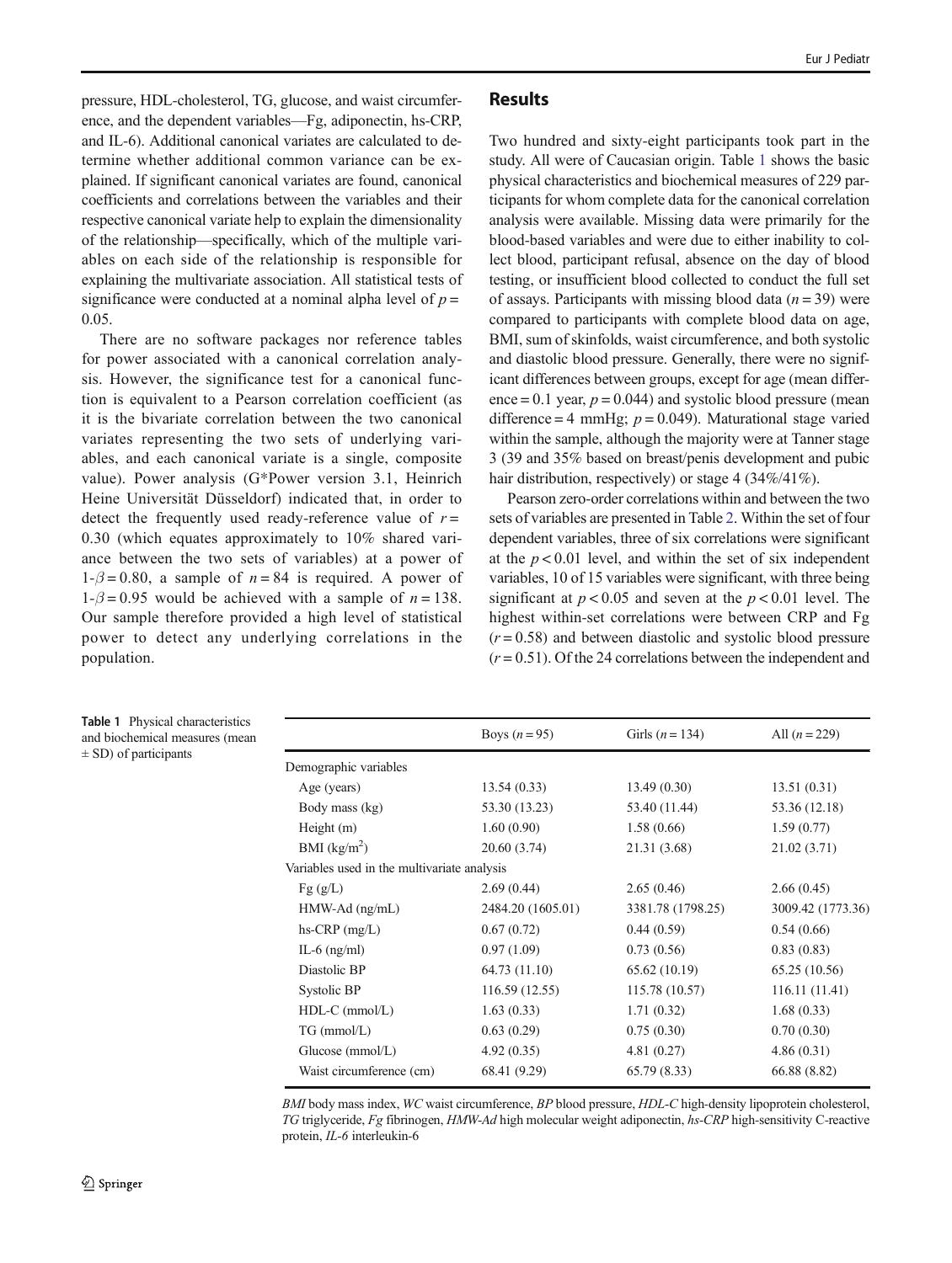pressure, HDL-cholesterol, TG, glucose, and waist circumference, and the dependent variables—Fg, adiponectin, hs-CRP, and IL-6). Additional canonical variates are calculated to determine whether additional common variance can be explained. If significant canonical variates are found, canonical coefficients and correlations between the variables and their respective canonical variate help to explain the dimensionality of the relationship—specifically, which of the multiple variables on each side of the relationship is responsible for explaining the multivariate association. All statistical tests of significance were conducted at a nominal alpha level of $p = 0.05$.

There are no software packages nor reference tables for power associated with a canonical correlation analysis. However, the significance test for a canonical function is equivalent to a Pearson correlation coefficient (as it is the bivariate correlation between the two canonical variates representing the two sets of underlying variables, and each canonical variate is a single, composite value). Power analysis (G*Power version 3.1, Heinrich Heine Universität Düsseldorf) indicated that, in order to detect the frequently used ready-reference value of $r = 0.30$ (which equates approximately to 10% shared variance between the two sets of variables) at a power of $1\text{-}\beta = 0.80$, a sample of $n = 84$ is required. A power of $1\text{-}\beta = 0.95$ would be achieved with a sample of $n = 138$. Our sample therefore provided a high level of statistical power to detect any underlying correlations in the population.

## Results

Two hundred and sixty-eight participants took part in the study. All were of Caucasian origin. Table 1 shows the basic physical characteristics and biochemical measures of 229 participants for whom complete data for the canonical correlation analysis were available. Missing data were primarily for the blood-based variables and were due to either inability to collect blood, participant refusal, absence on the day of blood testing, or insufficient blood collected to conduct the full set of assays. Participants with missing blood data ($n = 39$) were compared to participants with complete blood data on age, BMI, sum of skinfolds, waist circumference, and both systolic and diastolic blood pressure. Generally, there were no significant differences between groups, except for age (mean difference = 0.1 year, $p = 0.044$) and systolic blood pressure (mean difference = 4 mmHg; $p = 0.049$). Maturational stage varied within the sample, although the majority were at Tanner stage 3 (39 and 35% based on breast/penis development and pubic hair distribution, respectively) or stage 4 (34%/41%).

Pearson zero-order correlations within and between the two sets of variables are presented in Table 2. Within the set of four dependent variables, three of six correlations were significant at the $p < 0.01$ level, and within the set of six independent variables, 10 of 15 variables were significant, with three being significant at $p < 0.05$ and seven at the $p < 0.01$ level. The highest within-set correlations were between CRP and Fg ($r = 0.58$) and between diastolic and systolic blood pressure ($r = 0.51$). Of the 24 correlations between the independent and

**Table 1** Physical characteristics and biochemical measures (mean ± SD) of participants

| | Boys ($n = 95$) | Girls ($n = 134$) | All ($n = 229$) |
|---|---|---|---|
| Demographic variables | | | |
| Age (years) | 13.54 (0.33) | 13.49 (0.30) | 13.51 (0.31) |
| Body mass (kg) | 53.30 (13.23) | 53.40 (11.44) | 53.36 (12.18) |
| Height (m) | 1.60 (0.90) | 1.58 (0.66) | 1.59 (0.77) |
| BMI (kg/m$^2$) | 20.60 (3.74) | 21.31 (3.68) | 21.02 (3.71) |
| Variables used in the multivariate analysis | | | |
| Fg (g/L) | 2.69 (0.44) | 2.65 (0.46) | 2.66 (0.45) |
| HMW-Ad (ng/mL) | 2484.20 (1605.01) | 3381.78 (1798.25) | 3009.42 (1773.36) |
| hs-CRP (mg/L) | 0.67 (0.72) | 0.44 (0.59) | 0.54 (0.66) |
| IL-6 (ng/ml) | 0.97 (1.09) | 0.73 (0.56) | 0.83 (0.83) |
| Diastolic BP | 64.73 (11.10) | 65.62 (10.19) | 65.25 (10.56) |
| Systolic BP | 116.59 (12.55) | 115.78 (10.57) | 116.11 (11.41) |
| HDL-C (mmol/L) | 1.63 (0.33) | 1.71 (0.32) | 1.68 (0.33) |
| TG (mmol/L) | 0.63 (0.29) | 0.75 (0.30) | 0.70 (0.30) |
| Glucose (mmol/L) | 4.92 (0.35) | 4.81 (0.27) | 4.86 (0.31) |
| Waist circumference (cm) | 68.41 (9.29) | 65.79 (8.33) | 66.88 (8.82) |

*BMI* body mass index, *WC* waist circumference, *BP* blood pressure, *HDL-C* high-density lipoprotein cholesterol, *TG* triglyceride, *Fg* fibrinogen, *HMW-Ad* high molecular weight adiponectin, *hs-CRP* high-sensitivity C-reactive protein, *IL-6* interleukin-6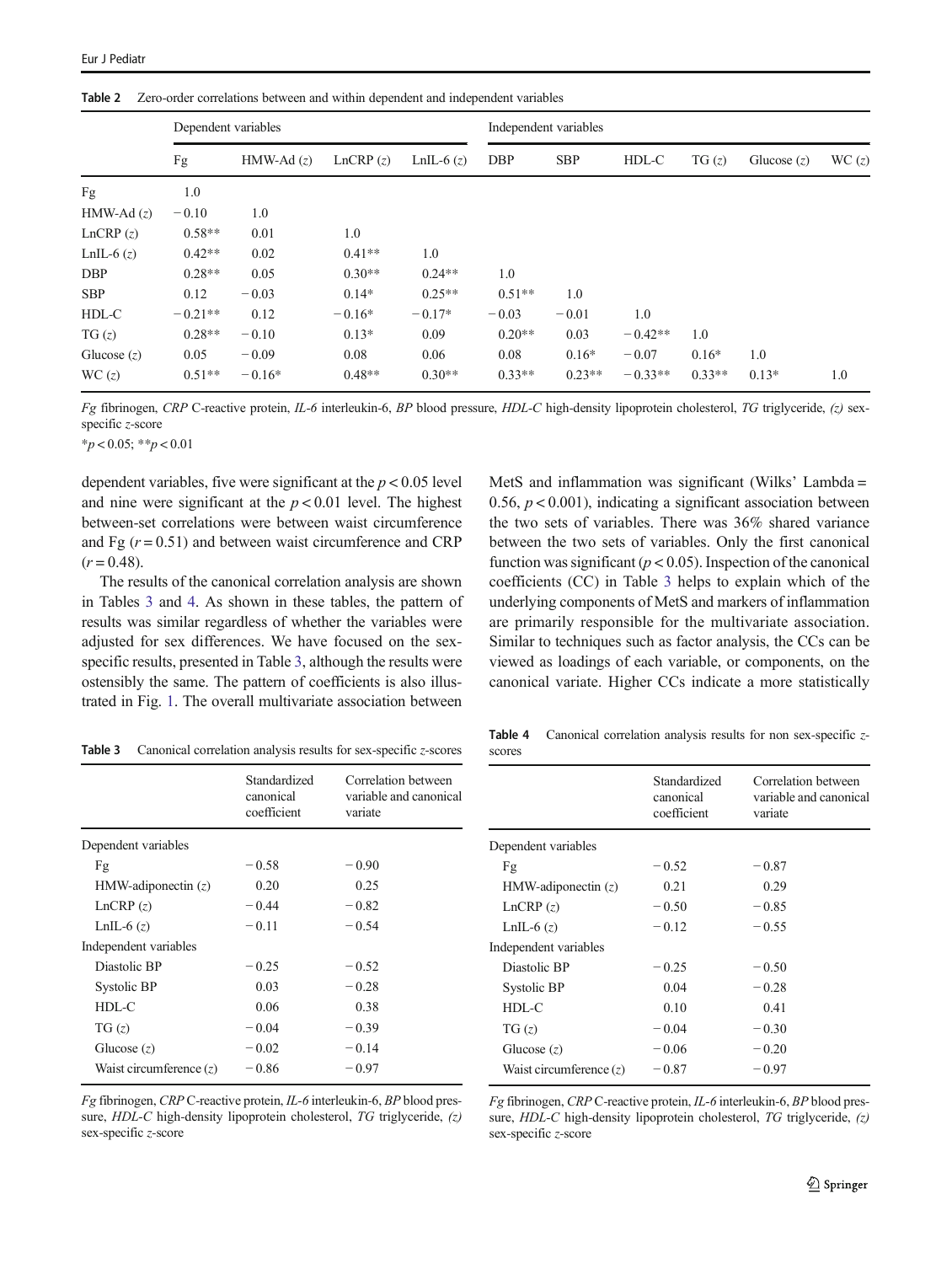**Table 2** Zero-order correlations between and within dependent and independent variables

| | Dependent variables | | | | Independent variables | | | | | |
|---|---|---|---|---|---|---|---|---|---|---|
| | Fg | HMW-Ad (*z*) | LnCRP (*z*) | LnIL-6 (*z*) | DBP | SBP | HDL-C | TG (*z*) | Glucose (*z*) | WC (*z*) |
| Fg | 1.0 | | | | | | | | | |
| HMW-Ad (*z*) | − 0.10 | 1.0 | | | | | | | | |
| LnCRP (*z*) | 0.58** | 0.01 | 1.0 | | | | | | | |
| LnIL-6 (*z*) | 0.42** | 0.02 | 0.41** | 1.0 | | | | | | |
| DBP | 0.28** | 0.05 | 0.30** | 0.24** | 1.0 | | | | | |
| SBP | 0.12 | − 0.03 | 0.14* | 0.25** | 0.51** | 1.0 | | | | |
| HDL-C | − 0.21** | 0.12 | − 0.16* | − 0.17* | − 0.03 | − 0.01 | 1.0 | | | |
| TG (*z*) | 0.28** | − 0.10 | 0.13* | 0.09 | 0.20** | 0.03 | − 0.42** | 1.0 | | |
| Glucose (*z*) | 0.05 | − 0.09 | 0.08 | 0.06 | 0.08 | 0.16* | − 0.07 | 0.16* | 1.0 | |
| WC (*z*) | 0.51** | − 0.16* | 0.48** | 0.30** | 0.33** | 0.23** | − 0.33** | 0.33** | 0.13* | 1.0 |

*Fg* fibrinogen, *CRP* C-reactive protein, *IL-6* interleukin-6, *BP* blood pressure, *HDL-C* high-density lipoprotein cholesterol, *TG* triglyceride, *(z)* sex-specific *z*-score

*$p < 0.05$; **$p < 0.01$

dependent variables, five were significant at the $p < 0.05$ level and nine were significant at the $p < 0.01$ level. The highest between-set correlations were between waist circumference and Fg ($r = 0.51$) and between waist circumference and CRP ($r = 0.48$).

The results of the canonical correlation analysis are shown in Tables 3 and 4. As shown in these tables, the pattern of results was similar regardless of whether the variables were adjusted for sex differences. We have focused on the sex-specific results, presented in Table 3, although the results were ostensibly the same. The pattern of coefficients is also illustrated in Fig. 1. The overall multivariate association between MetS and inflammation was significant (Wilks' Lambda = 0.56, $p < 0.001$), indicating a significant association between the two sets of variables. There was 36% shared variance between the two sets of variables. Only the first canonical function was significant ($p < 0.05$). Inspection of the canonical coefficients (CC) in Table 3 helps to explain which of the underlying components of MetS and markers of inflammation are primarily responsible for the multivariate association. Similar to techniques such as factor analysis, the CCs can be viewed as loadings of each variable, or components, on the canonical variate. Higher CCs indicate a more statistically

**Table 3** Canonical correlation analysis results for sex-specific *z*-scores

| | Standardized canonical coefficient | Correlation between variable and canonical variate |
|---|---|---|
| Dependent variables | | |
| Fg | − 0.58 | − 0.90 |
| HMW-adiponectin (*z*) | 0.20 | 0.25 |
| LnCRP (*z*) | − 0.44 | − 0.82 |
| LnIL-6 (*z*) | − 0.11 | − 0.54 |
| Independent variables | | |
| Diastolic BP | − 0.25 | − 0.52 |
| Systolic BP | 0.03 | − 0.28 |
| HDL-C | 0.06 | 0.38 |
| TG (*z*) | − 0.04 | − 0.39 |
| Glucose (*z*) | − 0.02 | − 0.14 |
| Waist circumference (*z*) | − 0.86 | − 0.97 |

*Fg* fibrinogen, *CRP* C-reactive protein, *IL-6* interleukin-6, *BP* blood pressure, *HDL-C* high-density lipoprotein cholesterol, *TG* triglyceride, *(z)* sex-specific *z*-score

**Table 4** Canonical correlation analysis results for non sex-specific *z*-scores

| | Standardized canonical coefficient | Correlation between variable and canonical variate |
|---|---|---|
| Dependent variables | | |
| Fg | − 0.52 | − 0.87 |
| HMW-adiponectin (*z*) | 0.21 | 0.29 |
| LnCRP (*z*) | − 0.50 | − 0.85 |
| LnIL-6 (*z*) | − 0.12 | − 0.55 |
| Independent variables | | |
| Diastolic BP | − 0.25 | − 0.50 |
| Systolic BP | 0.04 | − 0.28 |
| HDL-C | 0.10 | 0.41 |
| TG (*z*) | − 0.04 | − 0.30 |
| Glucose (*z*) | − 0.06 | − 0.20 |
| Waist circumference (*z*) | − 0.87 | − 0.97 |

*Fg* fibrinogen, *CRP* C-reactive protein, *IL-6* interleukin-6, *BP* blood pressure, *HDL-C* high-density lipoprotein cholesterol, *TG* triglyceride, *(z)* sex-specific *z*-score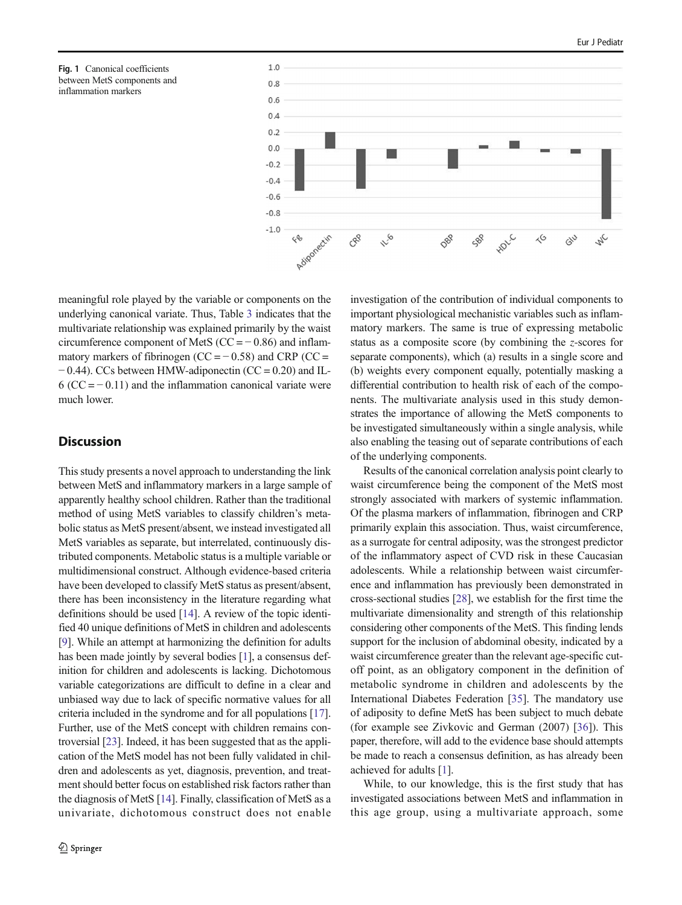Fig. 1 Canonical coefficients between MetS components and inflammation markers

1.0
0.8
0.6
0.4
0.2
0.0
-0.2
-0.4
-0.6
-0.8
-1.0

Fg
Adiponectin
CRP
IL-6
DBP
SBP
HDL-C
TG
Glu
WC

meaningful role played by the variable or components on the underlying canonical variate. Thus, Table 3 indicates that the multivariate relationship was explained primarily by the waist circumference component of MetS (CC = − 0.86) and inflammatory markers of fibrinogen (CC = − 0.58) and CRP (CC = − 0.44). CCs between HMW-adiponectin (CC = 0.20) and IL-6 (CC = − 0.11) and the inflammation canonical variate were much lower.

## Discussion

This study presents a novel approach to understanding the link between MetS and inflammatory markers in a large sample of apparently healthy school children. Rather than the traditional method of using MetS variables to classify children's metabolic status as MetS present/absent, we instead investigated all MetS variables as separate, but interrelated, continuously distributed components. Metabolic status is a multiple variable or multidimensional construct. Although evidence-based criteria have been developed to classify MetS status as present/absent, there has been inconsistency in the literature regarding what definitions should be used [14]. A review of the topic identified 40 unique definitions of MetS in children and adolescents [9]. While an attempt at harmonizing the definition for adults has been made jointly by several bodies [1], a consensus definition for children and adolescents is lacking. Dichotomous variable categorizations are difficult to define in a clear and unbiased way due to lack of specific normative values for all criteria included in the syndrome and for all populations [17]. Further, use of the MetS concept with children remains controversial [23]. Indeed, it has been suggested that as the application of the MetS model has not been fully validated in children and adolescents as yet, diagnosis, prevention, and treatment should better focus on established risk factors rather than the diagnosis of MetS [14]. Finally, classification of MetS as a univariate, dichotomous construct does not enable investigation of the contribution of individual components to important physiological mechanistic variables such as inflammatory markers. The same is true of expressing metabolic status as a composite score (by combining the *z*-scores for separate components), which (a) results in a single score and (b) weights every component equally, potentially masking a differential contribution to health risk of each of the components. The multivariate analysis used in this study demonstrates the importance of allowing the MetS components to be investigated simultaneously within a single analysis, while also enabling the teasing out of separate contributions of each of the underlying components.

Results of the canonical correlation analysis point clearly to waist circumference being the component of the MetS most strongly associated with markers of systemic inflammation. Of the plasma markers of inflammation, fibrinogen and CRP primarily explain this association. Thus, waist circumference, as a surrogate for central adiposity, was the strongest predictor of the inflammatory aspect of CVD risk in these Caucasian adolescents. While a relationship between waist circumference and inflammation has previously been demonstrated in cross-sectional studies [28], we establish for the first time the multivariate dimensionality and strength of this relationship considering other components of the MetS. This finding lends support for the inclusion of abdominal obesity, indicated by a waist circumference greater than the relevant age-specific cut-off point, as an obligatory component in the definition of metabolic syndrome in children and adolescents by the International Diabetes Federation [35]. The mandatory use of adiposity to define MetS has been subject to much debate (for example see Zivkovic and German (2007) [36]). This paper, therefore, will add to the evidence base should attempts be made to reach a consensus definition, as has already been achieved for adults [1].

While, to our knowledge, this is the first study that has investigated associations between MetS and inflammation in this age group, using a multivariate approach, some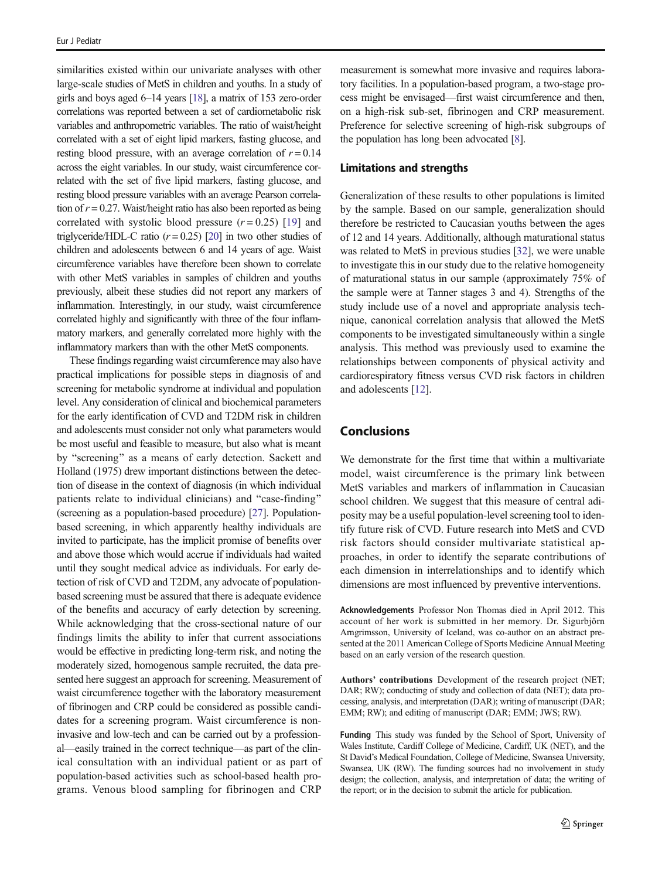similarities existed within our univariate analyses with other large-scale studies of MetS in children and youths. In a study of girls and boys aged 6–14 years [18], a matrix of 153 zero-order correlations was reported between a set of cardiometabolic risk variables and anthropometric variables. The ratio of waist/height correlated with a set of eight lipid markers, fasting glucose, and resting blood pressure, with an average correlation of $r = 0.14$ across the eight variables. In our study, waist circumference correlated with the set of five lipid markers, fasting glucose, and resting blood pressure variables with an average Pearson correlation of $r = 0.27$. Waist/height ratio has also been reported as being correlated with systolic blood pressure ($r = 0.25$) [19] and triglyceride/HDL-C ratio ($r = 0.25$) [20] in two other studies of children and adolescents between 6 and 14 years of age. Waist circumference variables have therefore been shown to correlate with other MetS variables in samples of children and youths previously, albeit these studies did not report any markers of inflammation. Interestingly, in our study, waist circumference correlated highly and significantly with three of the four inflammatory markers, and generally correlated more highly with the inflammatory markers than with the other MetS components.

These findings regarding waist circumference may also have practical implications for possible steps in diagnosis of and screening for metabolic syndrome at individual and population level. Any consideration of clinical and biochemical parameters for the early identification of CVD and T2DM risk in children and adolescents must consider not only what parameters would be most useful and feasible to measure, but also what is meant by "screening" as a means of early detection. Sackett and Holland (1975) drew important distinctions between the detection of disease in the context of diagnosis (in which individual patients relate to individual clinicians) and "case-finding" (screening as a population-based procedure) [27]. Population-based screening, in which apparently healthy individuals are invited to participate, has the implicit promise of benefits over and above those which would accrue if individuals had waited until they sought medical advice as individuals. For early detection of risk of CVD and T2DM, any advocate of population-based screening must be assured that there is adequate evidence of the benefits and accuracy of early detection by screening. While acknowledging that the cross-sectional nature of our findings limits the ability to infer that current associations would be effective in predicting long-term risk, and noting the moderately sized, homogenous sample recruited, the data presented here suggest an approach for screening. Measurement of waist circumference together with the laboratory measurement of fibrinogen and CRP could be considered as possible candidates for a screening program. Waist circumference is non-invasive and low-tech and can be carried out by a professional—easily trained in the correct technique—as part of the clinical consultation with an individual patient or as part of population-based activities such as school-based health programs. Venous blood sampling for fibrinogen and CRP measurement is somewhat more invasive and requires laboratory facilities. In a population-based program, a two-stage process might be envisaged—first waist circumference and then, on a high-risk sub-set, fibrinogen and CRP measurement. Preference for selective screening of high-risk subgroups of the population has long been advocated [8].

### Limitations and strengths

Generalization of these results to other populations is limited by the sample. Based on our sample, generalization should therefore be restricted to Caucasian youths between the ages of 12 and 14 years. Additionally, although maturational status was related to MetS in previous studies [32], we were unable to investigate this in our study due to the relative homogeneity of maturational status in our sample (approximately 75% of the sample were at Tanner stages 3 and 4). Strengths of the study include use of a novel and appropriate analysis technique, canonical correlation analysis that allowed the MetS components to be investigated simultaneously within a single analysis. This method was previously used to examine the relationships between components of physical activity and cardiorespiratory fitness versus CVD risk factors in children and adolescents [12].

## Conclusions

We demonstrate for the first time that within a multivariate model, waist circumference is the primary link between MetS variables and markers of inflammation in Caucasian school children. We suggest that this measure of central adiposity may be a useful population-level screening tool to identify future risk of CVD. Future research into MetS and CVD risk factors should consider multivariate statistical approaches, in order to identify the separate contributions of each dimension in interrelationships and to identify which dimensions are most influenced by preventive interventions.

**Acknowledgements** Professor Non Thomas died in April 2012. This account of her work is submitted in her memory. Dr. Sigurbjörn Arngrimsson, University of Iceland, was co-author on an abstract presented at the 2011 American College of Sports Medicine Annual Meeting based on an early version of the research question.

**Authors' contributions** Development of the research project (NET; DAR; RW); conducting of study and collection of data (NET); data processing, analysis, and interpretation (DAR); writing of manuscript (DAR; EMM; RW); and editing of manuscript (DAR; EMM; JWS; RW).

**Funding** This study was funded by the School of Sport, University of Wales Institute, Cardiff College of Medicine, Cardiff, UK (NET), and the St David's Medical Foundation, College of Medicine, Swansea University, Swansea, UK (RW). The funding sources had no involvement in study design; the collection, analysis, and interpretation of data; the writing of the report; or in the decision to submit the article for publication.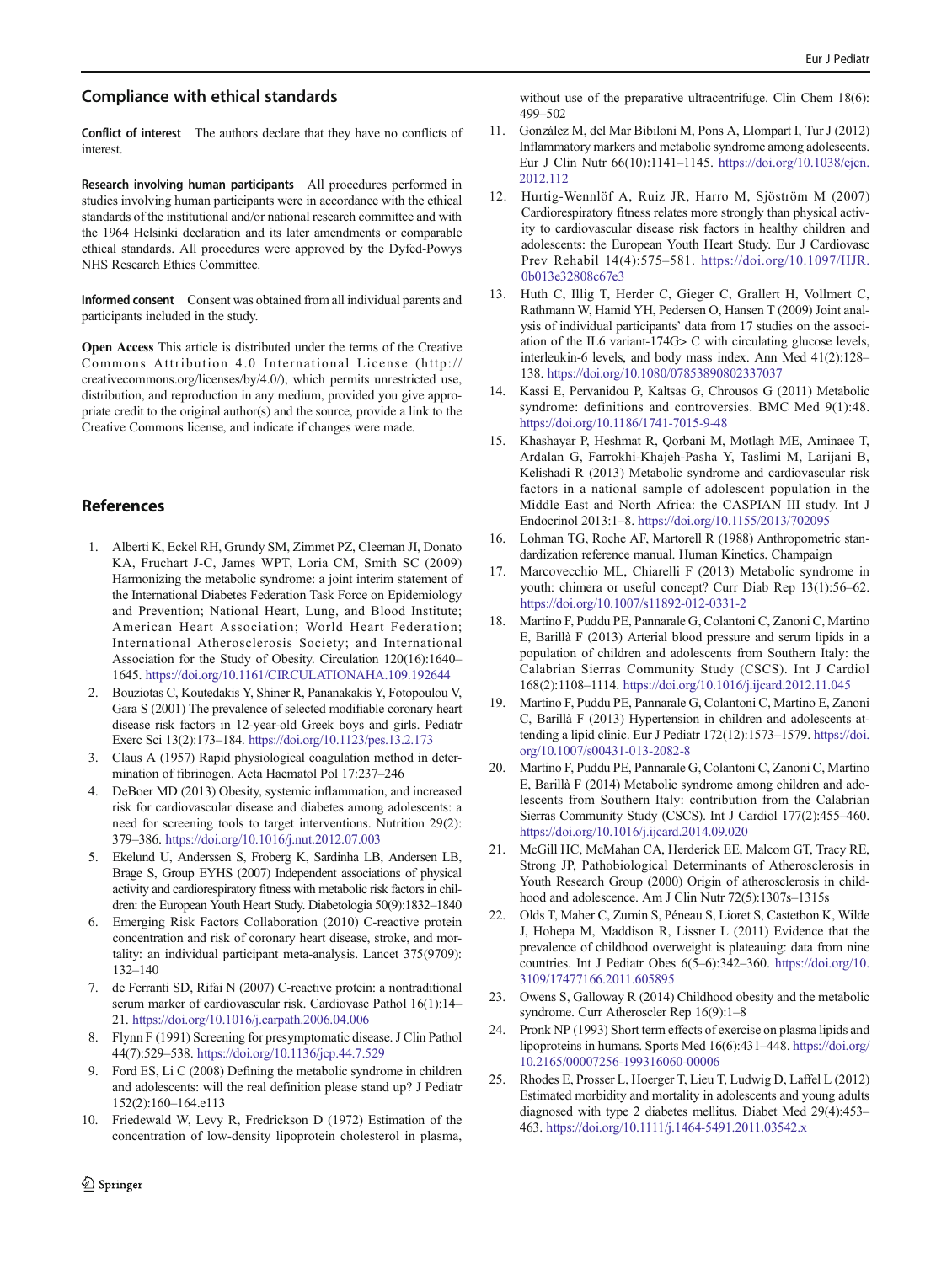## Compliance with ethical standards

**Conflict of interest** The authors declare that they have no conflicts of interest.

**Research involving human participants** All procedures performed in studies involving human participants were in accordance with the ethical standards of the institutional and/or national research committee and with the 1964 Helsinki declaration and its later amendments or comparable ethical standards. All procedures were approved by the Dyfed-Powys NHS Research Ethics Committee.

**Informed consent** Consent was obtained from all individual parents and participants included in the study.

**Open Access** This article is distributed under the terms of the Creative Commons Attribution 4.0 International License (http://creativecommons.org/licenses/by/4.0/), which permits unrestricted use, distribution, and reproduction in any medium, provided you give appropriate credit to the original author(s) and the source, provide a link to the Creative Commons license, and indicate if changes were made.

## References

1. Alberti K, Eckel RH, Grundy SM, Zimmet PZ, Cleeman JI, Donato KA, Fruchart J-C, James WPT, Loria CM, Smith SC (2009) Harmonizing the metabolic syndrome: a joint interim statement of the International Diabetes Federation Task Force on Epidemiology and Prevention; National Heart, Lung, and Blood Institute; American Heart Association; World Heart Federation; International Atherosclerosis Society; and International Association for the Study of Obesity. Circulation 120(16):1640–1645. https://doi.org/10.1161/CIRCULATIONAHA.109.192644
2. Bouziotas C, Koutedakis Y, Shiner R, Pananakakis Y, Fotopoulou V, Gara S (2001) The prevalence of selected modifiable coronary heart disease risk factors in 12-year-old Greek boys and girls. Pediatr Exerc Sci 13(2):173–184. https://doi.org/10.1123/pes.13.2.173
3. Claus A (1957) Rapid physiological coagulation method in determination of fibrinogen. Acta Haematol Pol 17:237–246
4. DeBoer MD (2013) Obesity, systemic inflammation, and increased risk for cardiovascular disease and diabetes among adolescents: a need for screening tools to target interventions. Nutrition 29(2):379–386. https://doi.org/10.1016/j.nut.2012.07.003
5. Ekelund U, Anderssen S, Froberg K, Sardinha LB, Andersen LB, Brage S, Group EYHS (2007) Independent associations of physical activity and cardiorespiratory fitness with metabolic risk factors in children: the European Youth Heart Study. Diabetologia 50(9):1832–1840
6. Emerging Risk Factors Collaboration (2010) C-reactive protein concentration and risk of coronary heart disease, stroke, and mortality: an individual participant meta-analysis. Lancet 375(9709):132–140
7. de Ferranti SD, Rifai N (2007) C-reactive protein: a nontraditional serum marker of cardiovascular risk. Cardiovasc Pathol 16(1):14–21. https://doi.org/10.1016/j.carpath.2006.04.006
8. Flynn F (1991) Screening for presymptomatic disease. J Clin Pathol 44(7):529–538. https://doi.org/10.1136/jcp.44.7.529
9. Ford ES, Li C (2008) Defining the metabolic syndrome in children and adolescents: will the real definition please stand up? J Pediatr 152(2):160–164.e113
10. Friedewald W, Levy R, Fredrickson D (1972) Estimation of the concentration of low-density lipoprotein cholesterol in plasma, without use of the preparative ultracentrifuge. Clin Chem 18(6):499–502
11. González M, del Mar Bibiloni M, Pons A, Llompart I, Tur J (2012) Inflammatory markers and metabolic syndrome among adolescents. Eur J Clin Nutr 66(10):1141–1145. https://doi.org/10.1038/ejcn.2012.112
12. Hurtig-Wennlöf A, Ruiz JR, Harro M, Sjöström M (2007) Cardiorespiratory fitness relates more strongly than physical activity to cardiovascular disease risk factors in healthy children and adolescents: the European Youth Heart Study. Eur J Cardiovasc Prev Rehabil 14(4):575–581. https://doi.org/10.1097/HJR.0b013e32808c67e3
13. Huth C, Illig T, Herder C, Gieger C, Grallert H, Vollmert C, Rathmann W, Hamid YH, Pedersen O, Hansen T (2009) Joint analysis of individual participants' data from 17 studies on the association of the IL6 variant-174G> C with circulating glucose levels, interleukin-6 levels, and body mass index. Ann Med 41(2):128–138. https://doi.org/10.1080/07853890802337037
14. Kassi E, Pervanidou P, Kaltsas G, Chrousos G (2011) Metabolic syndrome: definitions and controversies. BMC Med 9(1):48. https://doi.org/10.1186/1741-7015-9-48
15. Khashayar P, Heshmat R, Qorbani M, Motlagh ME, Aminaee T, Ardalan G, Farrokhi-Khajeh-Pasha Y, Taslimi M, Larijani B, Kelishadi R (2013) Metabolic syndrome and cardiovascular risk factors in a national sample of adolescent population in the Middle East and North Africa: the CASPIAN III study. Int J Endocrinol 2013:1–8. https://doi.org/10.1155/2013/702095
16. Lohman TG, Roche AF, Martorell R (1988) Anthropometric standardization reference manual. Human Kinetics, Champaign
17. Marcovecchio ML, Chiarelli F (2013) Metabolic syndrome in youth: chimera or useful concept? Curr Diab Rep 13(1):56–62. https://doi.org/10.1007/s11892-012-0331-2
18. Martino F, Puddu PE, Pannarale G, Colantoni C, Zanoni C, Martino E, Barillà F (2013) Arterial blood pressure and serum lipids in a population of children and adolescents from Southern Italy: the Calabrian Sierras Community Study (CSCS). Int J Cardiol 168(2):1108–1114. https://doi.org/10.1016/j.ijcard.2012.11.045
19. Martino F, Puddu PE, Pannarale G, Colantoni C, Martino E, Zanoni C, Barillà F (2013) Hypertension in children and adolescents attending a lipid clinic. Eur J Pediatr 172(12):1573–1579. https://doi.org/10.1007/s00431-013-2082-8
20. Martino F, Puddu PE, Pannarale G, Colantoni C, Zanoni C, Martino E, Barillà F (2014) Metabolic syndrome among children and adolescents from Southern Italy: contribution from the Calabrian Sierras Community Study (CSCS). Int J Cardiol 177(2):455–460. https://doi.org/10.1016/j.ijcard.2014.09.020
21. McGill HC, McMahan CA, Herderick EE, Malcom GT, Tracy RE, Strong JP, Pathobiological Determinants of Atherosclerosis in Youth Research Group (2000) Origin of atherosclerosis in childhood and adolescence. Am J Clin Nutr 72(5):1307s–1315s
22. Olds T, Maher C, Zumin S, Péneau S, Lioret S, Castetbon K, Wilde J, Hohepa M, Maddison R, Lissner L (2011) Evidence that the prevalence of childhood overweight is plateauing: data from nine countries. Int J Pediatr Obes 6(5–6):342–360. https://doi.org/10.3109/17477166.2011.605895
23. Owens S, Galloway R (2014) Childhood obesity and the metabolic syndrome. Curr Atheroscler Rep 16(9):1–8
24. Pronk NP (1993) Short term effects of exercise on plasma lipids and lipoproteins in humans. Sports Med 16(6):431–448. https://doi.org/10.2165/00007256-199316060-00006
25. Rhodes E, Prosser L, Hoerger T, Lieu T, Ludwig D, Laffel L (2012) Estimated morbidity and mortality in adolescents and young adults diagnosed with type 2 diabetes mellitus. Diabet Med 29(4):453–463. https://doi.org/10.1111/j.1464-5491.2011.03542.x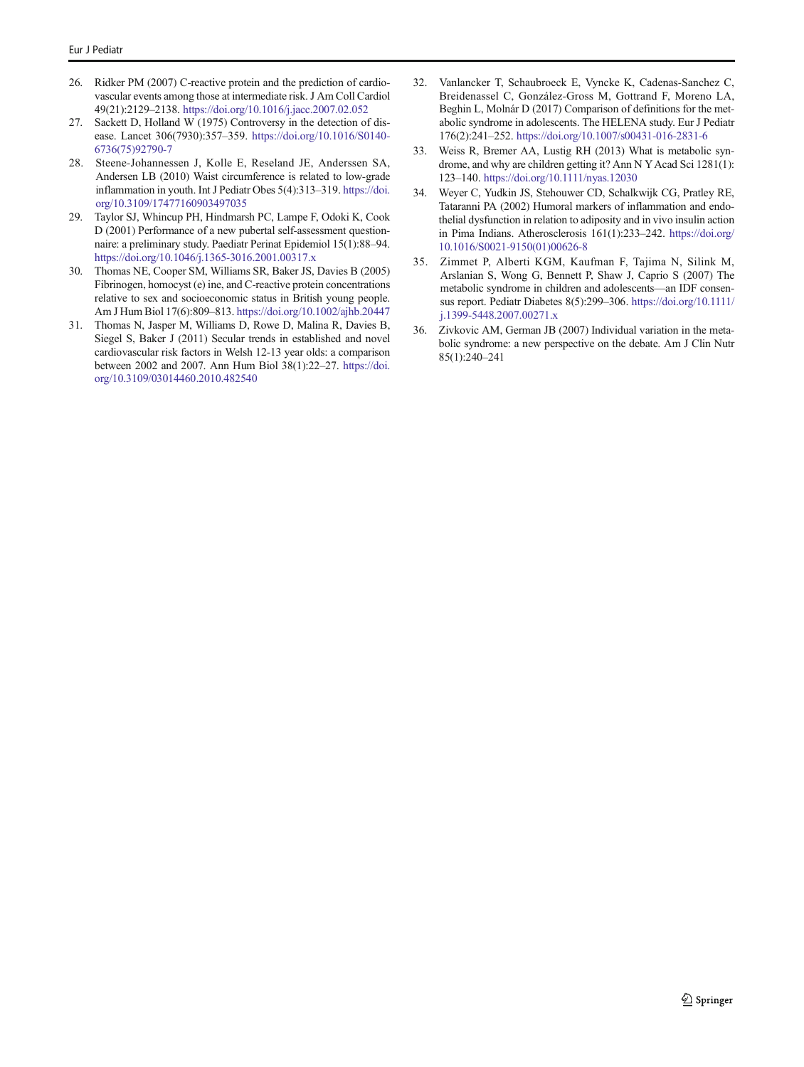26. Ridker PM (2007) C-reactive protein and the prediction of cardiovascular events among those at intermediate risk. J Am Coll Cardiol 49(21):2129–2138. https://doi.org/10.1016/j.jacc.2007.02.052
27. Sackett D, Holland W (1975) Controversy in the detection of disease. Lancet 306(7930):357–359. https://doi.org/10.1016/S0140-6736(75)92790-7
28. Steene-Johannessen J, Kolle E, Reseland JE, Anderssen SA, Andersen LB (2010) Waist circumference is related to low-grade inflammation in youth. Int J Pediatr Obes 5(4):313–319. https://doi.org/10.3109/17477160903497035
29. Taylor SJ, Whincup PH, Hindmarsh PC, Lampe F, Odoki K, Cook D (2001) Performance of a new pubertal self-assessment questionnaire: a preliminary study. Paediatr Perinat Epidemiol 15(1):88–94. https://doi.org/10.1046/j.1365-3016.2001.00317.x
30. Thomas NE, Cooper SM, Williams SR, Baker JS, Davies B (2005) Fibrinogen, homocyst (e) ine, and C-reactive protein concentrations relative to sex and socioeconomic status in British young people. Am J Hum Biol 17(6):809–813. https://doi.org/10.1002/ajhb.20447
31. Thomas N, Jasper M, Williams D, Rowe D, Malina R, Davies B, Siegel S, Baker J (2011) Secular trends in established and novel cardiovascular risk factors in Welsh 12-13 year olds: a comparison between 2002 and 2007. Ann Hum Biol 38(1):22–27. https://doi.org/10.3109/03014460.2010.482540
32. Vanlancker T, Schaubroeck E, Vyncke K, Cadenas-Sanchez C, Breidenassel C, González-Gross M, Gottrand F, Moreno LA, Beghin L, Molnár D (2017) Comparison of definitions for the metabolic syndrome in adolescents. The HELENA study. Eur J Pediatr 176(2):241–252. https://doi.org/10.1007/s00431-016-2831-6
33. Weiss R, Bremer AA, Lustig RH (2013) What is metabolic syndrome, and why are children getting it? Ann N Y Acad Sci 1281(1):123–140. https://doi.org/10.1111/nyas.12030
34. Weyer C, Yudkin JS, Stehouwer CD, Schalkwijk CG, Pratley RE, Tataranni PA (2002) Humoral markers of inflammation and endothelial dysfunction in relation to adiposity and in vivo insulin action in Pima Indians. Atherosclerosis 161(1):233–242. https://doi.org/10.1016/S0021-9150(01)00626-8
35. Zimmet P, Alberti KGM, Kaufman F, Tajima N, Silink M, Arslanian S, Wong G, Bennett P, Shaw J, Caprio S (2007) The metabolic syndrome in children and adolescents—an IDF consensus report. Pediatr Diabetes 8(5):299–306. https://doi.org/10.1111/j.1399-5448.2007.00271.x
36. Zivkovic AM, German JB (2007) Individual variation in the metabolic syndrome: a new perspective on the debate. Am J Clin Nutr 85(1):240–241